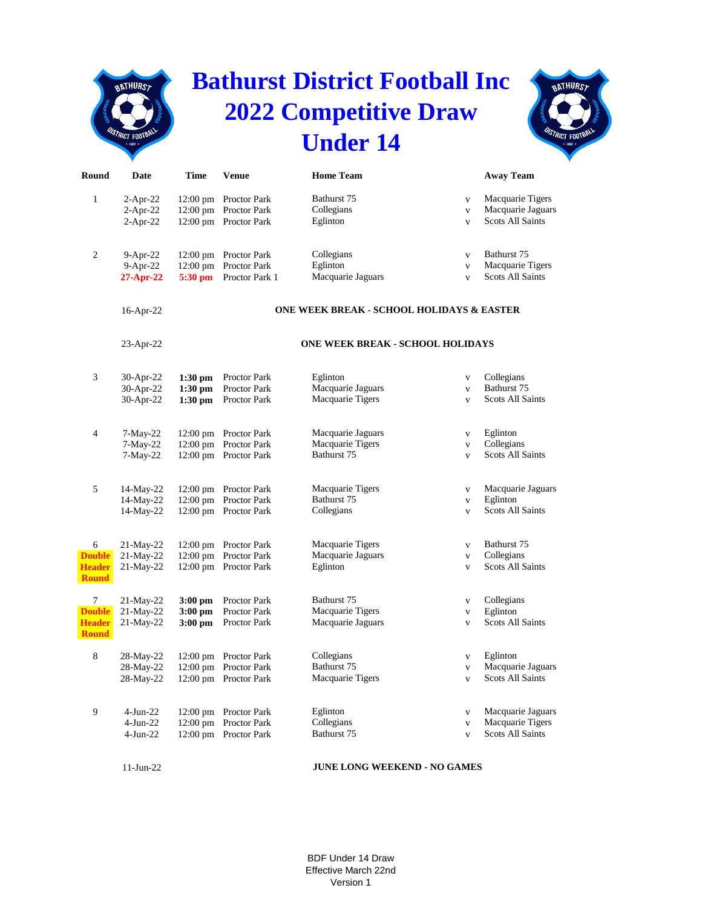# Bathurst District Football Inc
# 2022 Competitive Draw
# Under 14

| Round | Date | Time | Venue | Home Team | | Away Team |
|---|---|---|---|---|---|---|
| 1 | 2-Apr-22 | 12:00 pm | Proctor Park | Bathurst 75 | v | Macquarie Tigers |
| | 2-Apr-22 | 12:00 pm | Proctor Park | Collegians | v | Macquarie Jaguars |
| | 2-Apr-22 | 12:00 pm | Proctor Park | Eglinton | v | Scots All Saints |
| 2 | 9-Apr-22 | 12:00 pm | Proctor Park | Collegians | v | Bathurst 75 |
| | 9-Apr-22 | 12:00 pm | Proctor Park | Eglinton | v | Macquarie Tigers |
| | **27-Apr-22** | **5:30 pm** | Proctor Park 1 | Macquarie Jaguars | v | Scots All Saints |
| | 16-Apr-22 | | | **ONE WEEK BREAK - SCHOOL HOLIDAYS & EASTER** | | |
| | 23-Apr-22 | | | **ONE WEEK BREAK - SCHOOL HOLIDAYS** | | |
| 3 | 30-Apr-22 | **1:30 pm** | Proctor Park | Eglinton | v | Collegians |
| | 30-Apr-22 | **1:30 pm** | Proctor Park | Macquarie Jaguars | v | Bathurst 75 |
| | 30-Apr-22 | **1:30 pm** | Proctor Park | Macquarie Tigers | v | Scots All Saints |
| 4 | 7-May-22 | 12:00 pm | Proctor Park | Macquarie Jaguars | v | Eglinton |
| | 7-May-22 | 12:00 pm | Proctor Park | Macquarie Tigers | v | Collegians |
| | 7-May-22 | 12:00 pm | Proctor Park | Bathurst 75 | v | Scots All Saints |
| 5 | 14-May-22 | 12:00 pm | Proctor Park | Macquarie Tigers | v | Macquarie Jaguars |
| | 14-May-22 | 12:00 pm | Proctor Park | Bathurst 75 | v | Eglinton |
| | 14-May-22 | 12:00 pm | Proctor Park | Collegians | v | Scots All Saints |
| 6 | 21-May-22 | 12:00 pm | Proctor Park | Macquarie Tigers | v | Bathurst 75 |
| **Double Header Round** | 21-May-22 | 12:00 pm | Proctor Park | Macquarie Jaguars | v | Collegians |
| | 21-May-22 | 12:00 pm | Proctor Park | Eglinton | v | Scots All Saints |
| 7 | 21-May-22 | **3:00 pm** | Proctor Park | Bathurst 75 | v | Collegians |
| **Double Header Round** | 21-May-22 | **3:00 pm** | Proctor Park | Macquarie Tigers | v | Eglinton |
| | 21-May-22 | **3:00 pm** | Proctor Park | Macquarie Jaguars | v | Scots All Saints |
| 8 | 28-May-22 | 12:00 pm | Proctor Park | Collegians | v | Eglinton |
| | 28-May-22 | 12:00 pm | Proctor Park | Bathurst 75 | v | Macquarie Jaguars |
| | 28-May-22 | 12:00 pm | Proctor Park | Macquarie Tigers | v | Scots All Saints |
| 9 | 4-Jun-22 | 12:00 pm | Proctor Park | Eglinton | v | Macquarie Jaguars |
| | 4-Jun-22 | 12:00 pm | Proctor Park | Collegians | v | Macquarie Tigers |
| | 4-Jun-22 | 12:00 pm | Proctor Park | Bathurst 75 | v | Scots All Saints |
| | 11-Jun-22 | | | **JUNE LONG WEEKEND - NO GAMES** | | |

BDF Under 14 Draw
Effective March 22nd
Version 1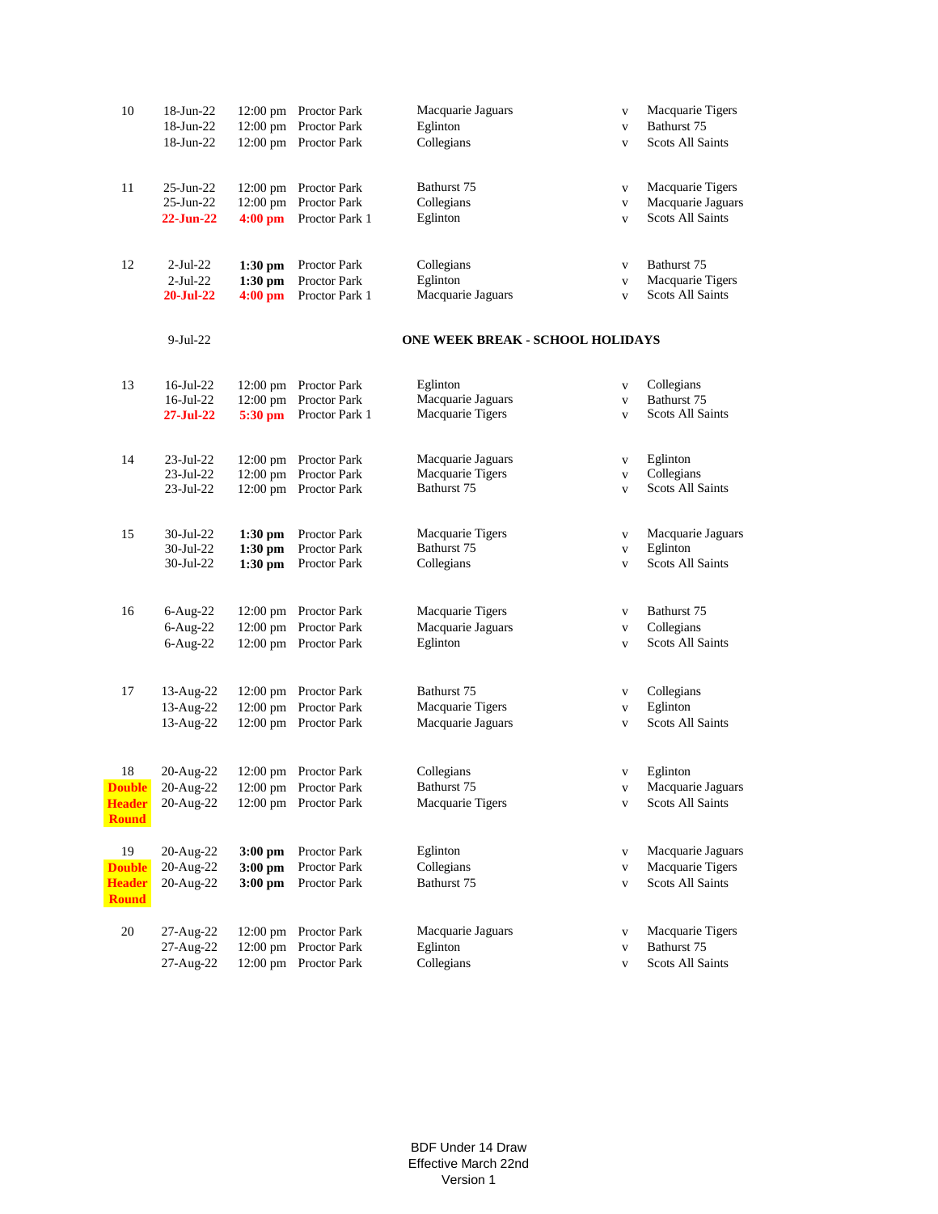| Round | Date | Time | Venue | Home | | Away |
|---|---|---|---|---|---|---|
| 10 | 18-Jun-22 | 12:00 pm | Proctor Park | Macquarie Jaguars | v | Macquarie Tigers |
| | 18-Jun-22 | 12:00 pm | Proctor Park | Eglinton | v | Bathurst 75 |
| | 18-Jun-22 | 12:00 pm | Proctor Park | Collegians | v | Scots All Saints |
| 11 | 25-Jun-22 | 12:00 pm | Proctor Park | Bathurst 75 | v | Macquarie Tigers |
| | 25-Jun-22 | 12:00 pm | Proctor Park | Collegians | v | Macquarie Jaguars |
| | **22-Jun-22** | **4:00 pm** | Proctor Park 1 | Eglinton | v | Scots All Saints |
| 12 | 2-Jul-22 | **1:30 pm** | Proctor Park | Collegians | v | Bathurst 75 |
| | 2-Jul-22 | **1:30 pm** | Proctor Park | Eglinton | v | Macquarie Tigers |
| | **20-Jul-22** | **4:00 pm** | Proctor Park 1 | Macquarie Jaguars | v | Scots All Saints |
| | 9-Jul-22 | | | **ONE WEEK BREAK - SCHOOL HOLIDAYS** | | |
| 13 | 16-Jul-22 | 12:00 pm | Proctor Park | Eglinton | v | Collegians |
| | 16-Jul-22 | 12:00 pm | Proctor Park | Macquarie Jaguars | v | Bathurst 75 |
| | **27-Jul-22** | **5:30 pm** | Proctor Park 1 | Macquarie Tigers | v | Scots All Saints |
| 14 | 23-Jul-22 | 12:00 pm | Proctor Park | Macquarie Jaguars | v | Eglinton |
| | 23-Jul-22 | 12:00 pm | Proctor Park | Macquarie Tigers | v | Collegians |
| | 23-Jul-22 | 12:00 pm | Proctor Park | Bathurst 75 | v | Scots All Saints |
| 15 | 30-Jul-22 | **1:30 pm** | Proctor Park | Macquarie Tigers | v | Macquarie Jaguars |
| | 30-Jul-22 | **1:30 pm** | Proctor Park | Bathurst 75 | v | Eglinton |
| | 30-Jul-22 | **1:30 pm** | Proctor Park | Collegians | v | Scots All Saints |
| 16 | 6-Aug-22 | 12:00 pm | Proctor Park | Macquarie Tigers | v | Bathurst 75 |
| | 6-Aug-22 | 12:00 pm | Proctor Park | Macquarie Jaguars | v | Collegians |
| | 6-Aug-22 | 12:00 pm | Proctor Park | Eglinton | v | Scots All Saints |
| 17 | 13-Aug-22 | 12:00 pm | Proctor Park | Bathurst 75 | v | Collegians |
| | 13-Aug-22 | 12:00 pm | Proctor Park | Macquarie Tigers | v | Eglinton |
| | 13-Aug-22 | 12:00 pm | Proctor Park | Macquarie Jaguars | v | Scots All Saints |
| 18 | 20-Aug-22 | 12:00 pm | Proctor Park | Collegians | v | Eglinton |
| **Double Header Round** | 20-Aug-22 | 12:00 pm | Proctor Park | Bathurst 75 | v | Macquarie Jaguars |
| | 20-Aug-22 | 12:00 pm | Proctor Park | Macquarie Tigers | v | Scots All Saints |
| 19 | 20-Aug-22 | **3:00 pm** | Proctor Park | Eglinton | v | Macquarie Jaguars |
| **Double Header Round** | 20-Aug-22 | **3:00 pm** | Proctor Park | Collegians | v | Macquarie Tigers |
| | 20-Aug-22 | **3:00 pm** | Proctor Park | Bathurst 75 | v | Scots All Saints |
| 20 | 27-Aug-22 | 12:00 pm | Proctor Park | Macquarie Jaguars | v | Macquarie Tigers |
| | 27-Aug-22 | 12:00 pm | Proctor Park | Eglinton | v | Bathurst 75 |
| | 27-Aug-22 | 12:00 pm | Proctor Park | Collegians | v | Scots All Saints |

BDF Under 14 Draw
Effective March 22nd
Version 1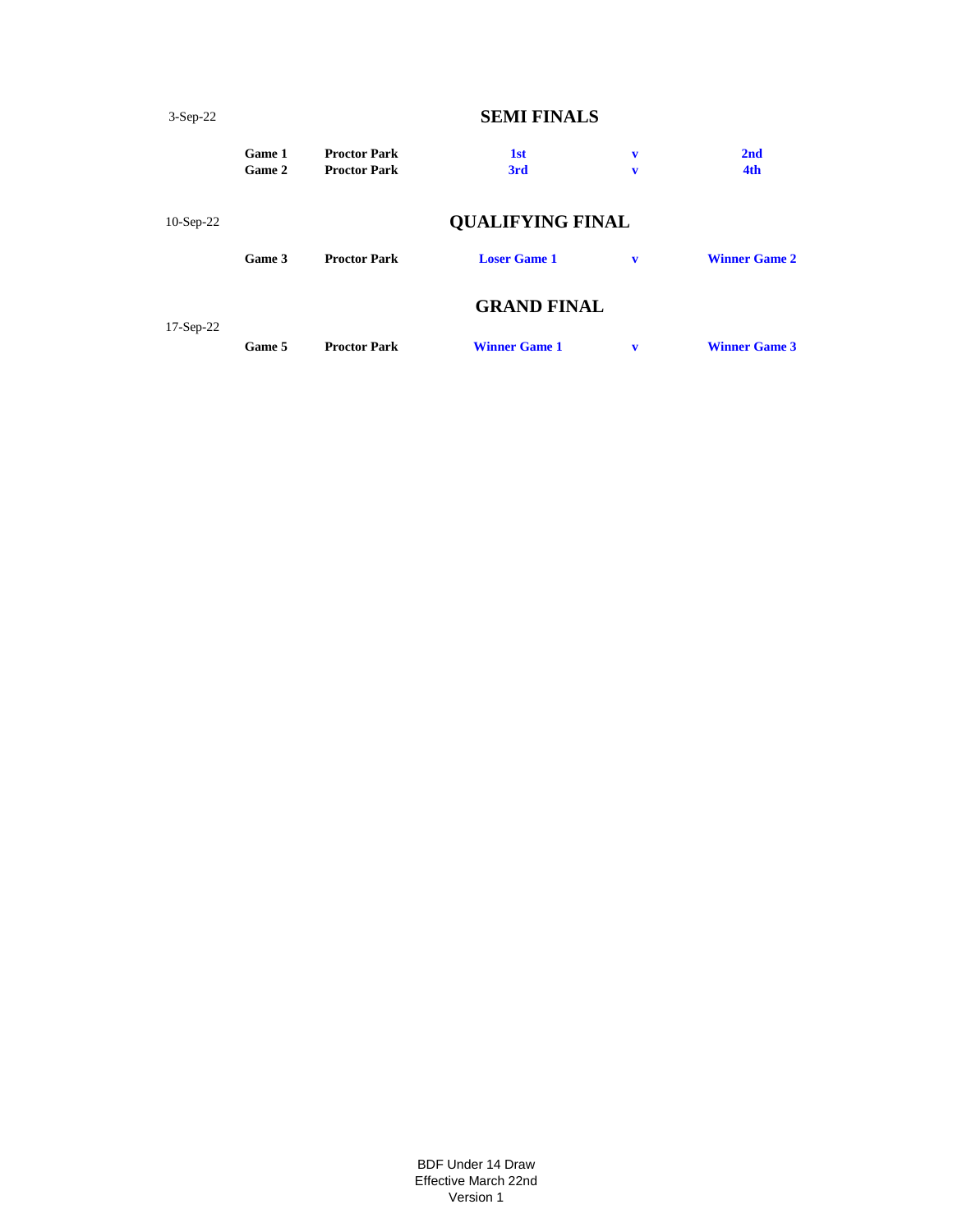| | | | | | |
|---|---|---|---|---|---|
| 3-Sep-22 | | | **SEMI FINALS** | | |
| | **Game 1** | **Proctor Park** | **1st** | **v** | **2nd** |
| | **Game 2** | **Proctor Park** | **3rd** | **v** | **4th** |
| 10-Sep-22 | | | **QUALIFYING FINAL** | | |
| | **Game 3** | **Proctor Park** | **Loser Game 1** | **v** | **Winner Game 2** |
| | | | **GRAND FINAL** | | |
| 17-Sep-22 | | | | | |
| | **Game 5** | **Proctor Park** | **Winner Game 1** | **v** | **Winner Game 3** |

BDF Under 14 Draw
Effective March 22nd
Version 1